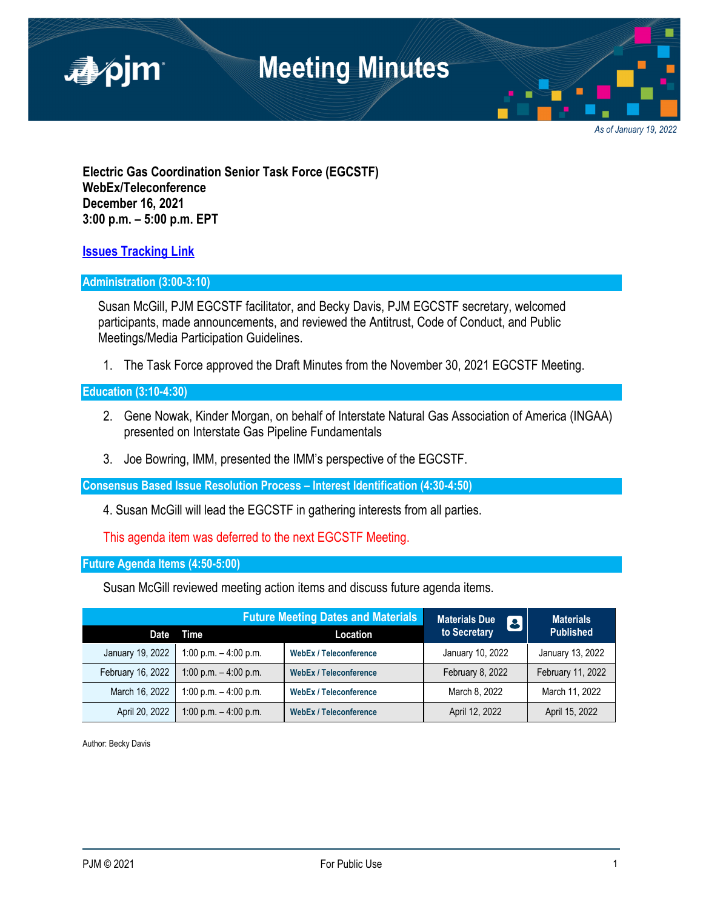# Meeting Minutes

*As of January 19, 2022*

**Electric Gas Coordination Senior Task Force (EGCSTF)**
**WebEx/Teleconference**
**December 16, 2021**
**3:00 p.m. – 5:00 p.m. EPT**

**Issues Tracking Link**

## Administration (3:00-3:10)

Susan McGill, PJM EGCSTF facilitator, and Becky Davis, PJM EGCSTF secretary, welcomed participants, made announcements, and reviewed the Antitrust, Code of Conduct, and Public Meetings/Media Participation Guidelines.

1. The Task Force approved the Draft Minutes from the November 30, 2021 EGCSTF Meeting.

## Education (3:10-4:30)

2. Gene Nowak, Kinder Morgan, on behalf of Interstate Natural Gas Association of America (INGAA) presented on Interstate Gas Pipeline Fundamentals

3. Joe Bowring, IMM, presented the IMM's perspective of the EGCSTF.

## Consensus Based Issue Resolution Process – Interest Identification (4:30-4:50)

4. Susan McGill will lead the EGCSTF in gathering interests from all parties.

This agenda item was deferred to the next EGCSTF Meeting.

## Future Agenda Items (4:50-5:00)

Susan McGill reviewed meeting action items and discuss future agenda items.

| Future Meeting Dates and Materials | | | Materials Due to Secretary | Materials Published |
|---|---|---|---|---|
| **Date** | **Time** | **Location** | | |
| January 19, 2022 | 1:00 p.m. – 4:00 p.m. | WebEx / Teleconference | January 10, 2022 | January 13, 2022 |
| February 16, 2022 | 1:00 p.m. – 4:00 p.m. | WebEx / Teleconference | February 8, 2022 | February 11, 2022 |
| March 16, 2022 | 1:00 p.m. – 4:00 p.m. | WebEx / Teleconference | March 8, 2022 | March 11, 2022 |
| April 20, 2022 | 1:00 p.m. – 4:00 p.m. | WebEx / Teleconference | April 12, 2022 | April 15, 2022 |

Author: Becky Davis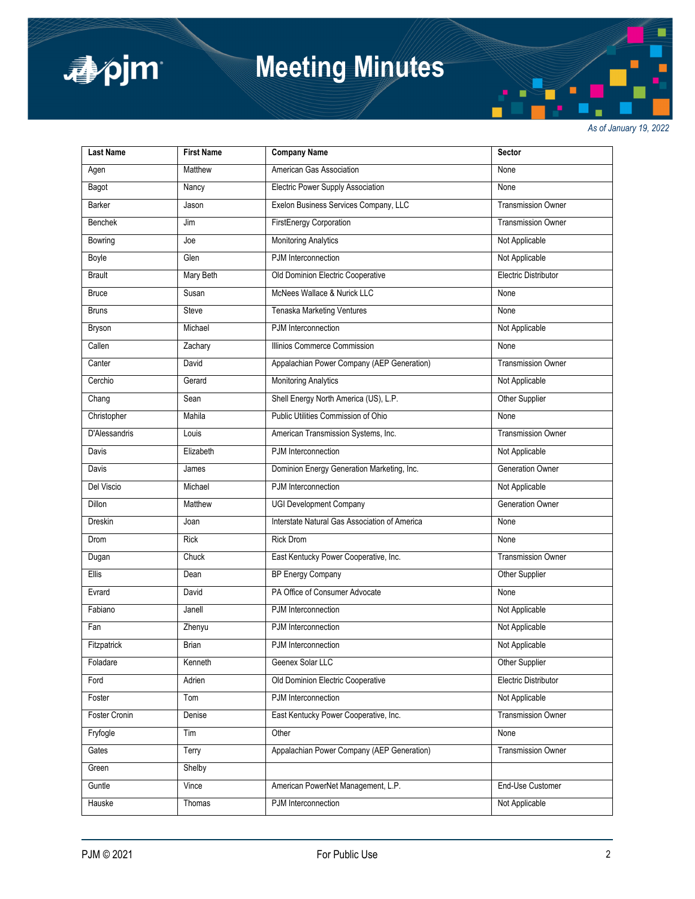*As of January 19, 2022*

| Last Name | First Name | Company Name | Sector |
|---|---|---|---|
| Agen | Matthew | American Gas Association | None |
| Bagot | Nancy | Electric Power Supply Association | None |
| Barker | Jason | Exelon Business Services Company, LLC | Transmission Owner |
| Benchek | Jim | FirstEnergy Corporation | Transmission Owner |
| Bowring | Joe | Monitoring Analytics | Not Applicable |
| Boyle | Glen | PJM Interconnection | Not Applicable |
| Brault | Mary Beth | Old Dominion Electric Cooperative | Electric Distributor |
| Bruce | Susan | McNees Wallace & Nurick LLC | None |
| Bruns | Steve | Tenaska Marketing Ventures | None |
| Bryson | Michael | PJM Interconnection | Not Applicable |
| Callen | Zachary | Illinios Commerce Commission | None |
| Canter | David | Appalachian Power Company (AEP Generation) | Transmission Owner |
| Cerchio | Gerard | Monitoring Analytics | Not Applicable |
| Chang | Sean | Shell Energy North America (US), L.P. | Other Supplier |
| Christopher | Mahila | Public Utilities Commission of Ohio | None |
| D'Alessandris | Louis | American Transmission Systems, Inc. | Transmission Owner |
| Davis | Elizabeth | PJM Interconnection | Not Applicable |
| Davis | James | Dominion Energy Generation Marketing, Inc. | Generation Owner |
| Del Viscio | Michael | PJM Interconnection | Not Applicable |
| Dillon | Matthew | UGI Development Company | Generation Owner |
| Dreskin | Joan | Interstate Natural Gas Association of America | None |
| Drom | Rick | Rick Drom | None |
| Dugan | Chuck | East Kentucky Power Cooperative, Inc. | Transmission Owner |
| Ellis | Dean | BP Energy Company | Other Supplier |
| Evrard | David | PA Office of Consumer Advocate | None |
| Fabiano | Janell | PJM Interconnection | Not Applicable |
| Fan | Zhenyu | PJM Interconnection | Not Applicable |
| Fitzpatrick | Brian | PJM Interconnection | Not Applicable |
| Foladare | Kenneth | Geenex Solar LLC | Other Supplier |
| Ford | Adrien | Old Dominion Electric Cooperative | Electric Distributor |
| Foster | Tom | PJM Interconnection | Not Applicable |
| Foster Cronin | Denise | East Kentucky Power Cooperative, Inc. | Transmission Owner |
| Fryfogle | Tim | Other | None |
| Gates | Terry | Appalachian Power Company (AEP Generation) | Transmission Owner |
| Green | Shelby | | |
| Guntle | Vince | American PowerNet Management, L.P. | End-Use Customer |
| Hauske | Thomas | PJM Interconnection | Not Applicable |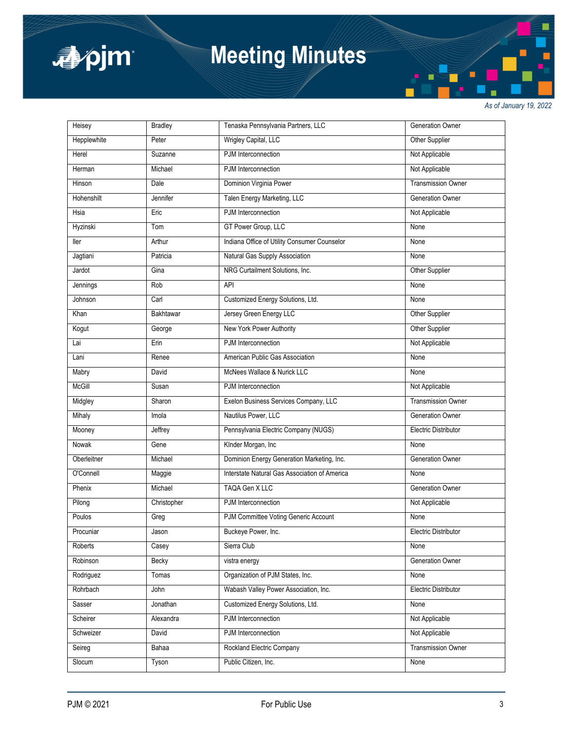| Heisey | Bradley | Tenaska Pennsylvania Partners, LLC | Generation Owner |
|---|---|---|---|
| Hepplewhite | Peter | Wrigley Capital, LLC | Other Supplier |
| Herel | Suzanne | PJM Interconnection | Not Applicable |
| Herman | Michael | PJM Interconnection | Not Applicable |
| Hinson | Dale | Dominion Virginia Power | Transmission Owner |
| Hohenshilt | Jennifer | Talen Energy Marketing, LLC | Generation Owner |
| Hsia | Eric | PJM Interconnection | Not Applicable |
| Hyzinski | Tom | GT Power Group, LLC | None |
| Iler | Arthur | Indiana Office of Utility Consumer Counselor | None |
| Jagtiani | Patricia | Natural Gas Supply Association | None |
| Jardot | Gina | NRG Curtailment Solutions, Inc. | Other Supplier |
| Jennings | Rob | API | None |
| Johnson | Carl | Customized Energy Solutions, Ltd. | None |
| Khan | Bakhtawar | Jersey Green Energy LLC | Other Supplier |
| Kogut | George | New York Power Authority | Other Supplier |
| Lai | Erin | PJM Interconnection | Not Applicable |
| Lani | Renee | American Public Gas Association | None |
| Mabry | David | McNees Wallace & Nurick LLC | None |
| McGill | Susan | PJM Interconnection | Not Applicable |
| Midgley | Sharon | Exelon Business Services Company, LLC | Transmission Owner |
| Mihaly | Imola | Nautilus Power, LLC | Generation Owner |
| Mooney | Jeffrey | Pennsylvania Electric Company (NUGS) | Electric Distributor |
| Nowak | Gene | KInder Morgan, Inc | None |
| Oberleitner | Michael | Dominion Energy Generation Marketing, Inc. | Generation Owner |
| O'Connell | Maggie | Interstate Natural Gas Association of America | None |
| Phenix | Michael | TAQA Gen X LLC | Generation Owner |
| Pilong | Christopher | PJM Interconnection | Not Applicable |
| Poulos | Greg | PJM Committee Voting Generic Account | None |
| Procuniar | Jason | Buckeye Power, Inc. | Electric Distributor |
| Roberts | Casey | Sierra Club | None |
| Robinson | Becky | vistra energy | Generation Owner |
| Rodriguez | Tomas | Organization of PJM States, Inc. | None |
| Rohrbach | John | Wabash Valley Power Association, Inc. | Electric Distributor |
| Sasser | Jonathan | Customized Energy Solutions, Ltd. | None |
| Scheirer | Alexandra | PJM Interconnection | Not Applicable |
| Schweizer | David | PJM Interconnection | Not Applicable |
| Seireg | Bahaa | Rockland Electric Company | Transmission Owner |
| Slocum | Tyson | Public Citizen, Inc. | None |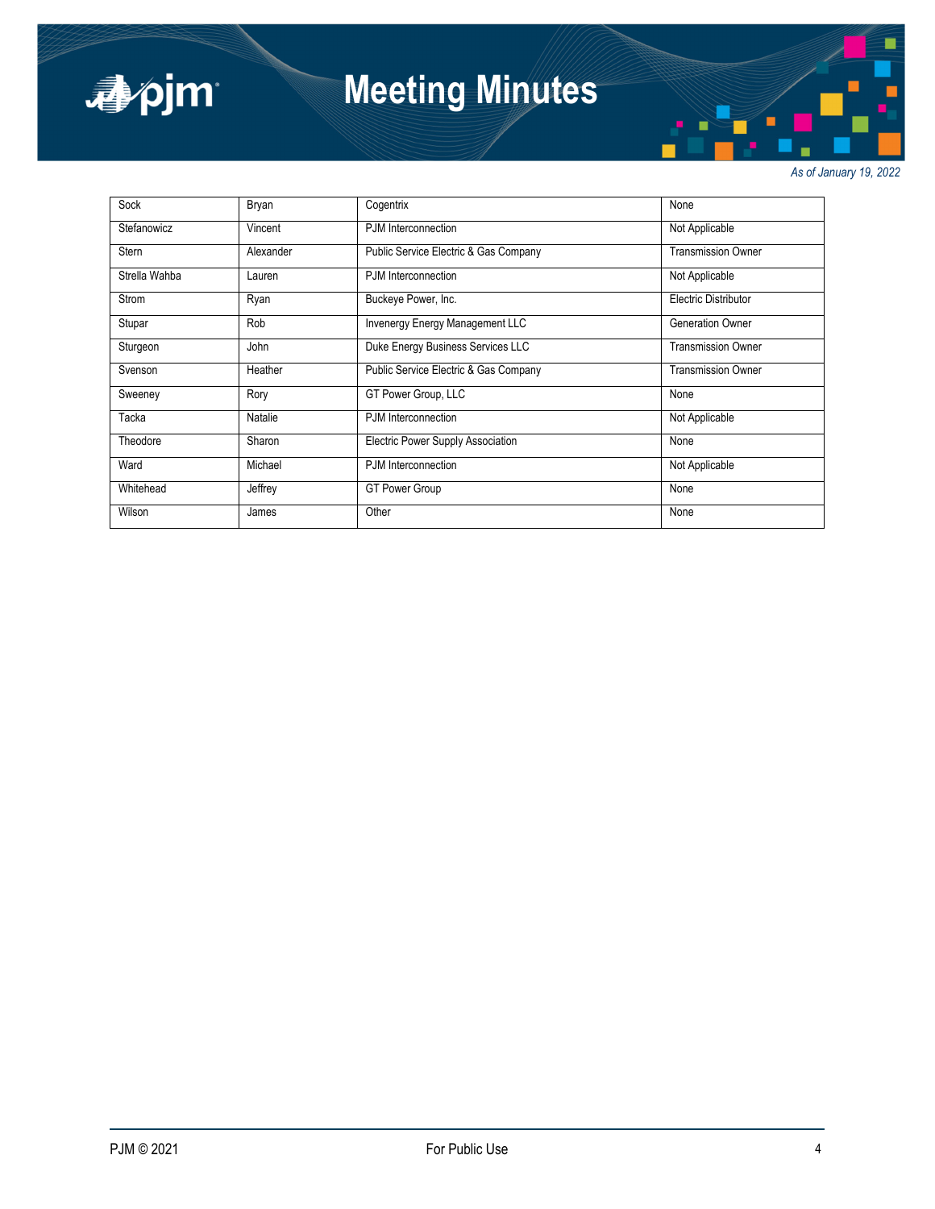| | | | |
|---|---|---|---|
| Sock | Bryan | Cogentrix | None |
| Stefanowicz | Vincent | PJM Interconnection | Not Applicable |
| Stern | Alexander | Public Service Electric & Gas Company | Transmission Owner |
| Strella Wahba | Lauren | PJM Interconnection | Not Applicable |
| Strom | Ryan | Buckeye Power, Inc. | Electric Distributor |
| Stupar | Rob | Invenergy Energy Management LLC | Generation Owner |
| Sturgeon | John | Duke Energy Business Services LLC | Transmission Owner |
| Svenson | Heather | Public Service Electric & Gas Company | Transmission Owner |
| Sweeney | Rory | GT Power Group, LLC | None |
| Tacka | Natalie | PJM Interconnection | Not Applicable |
| Theodore | Sharon | Electric Power Supply Association | None |
| Ward | Michael | PJM Interconnection | Not Applicable |
| Whitehead | Jeffrey | GT Power Group | None |
| Wilson | James | Other | None |